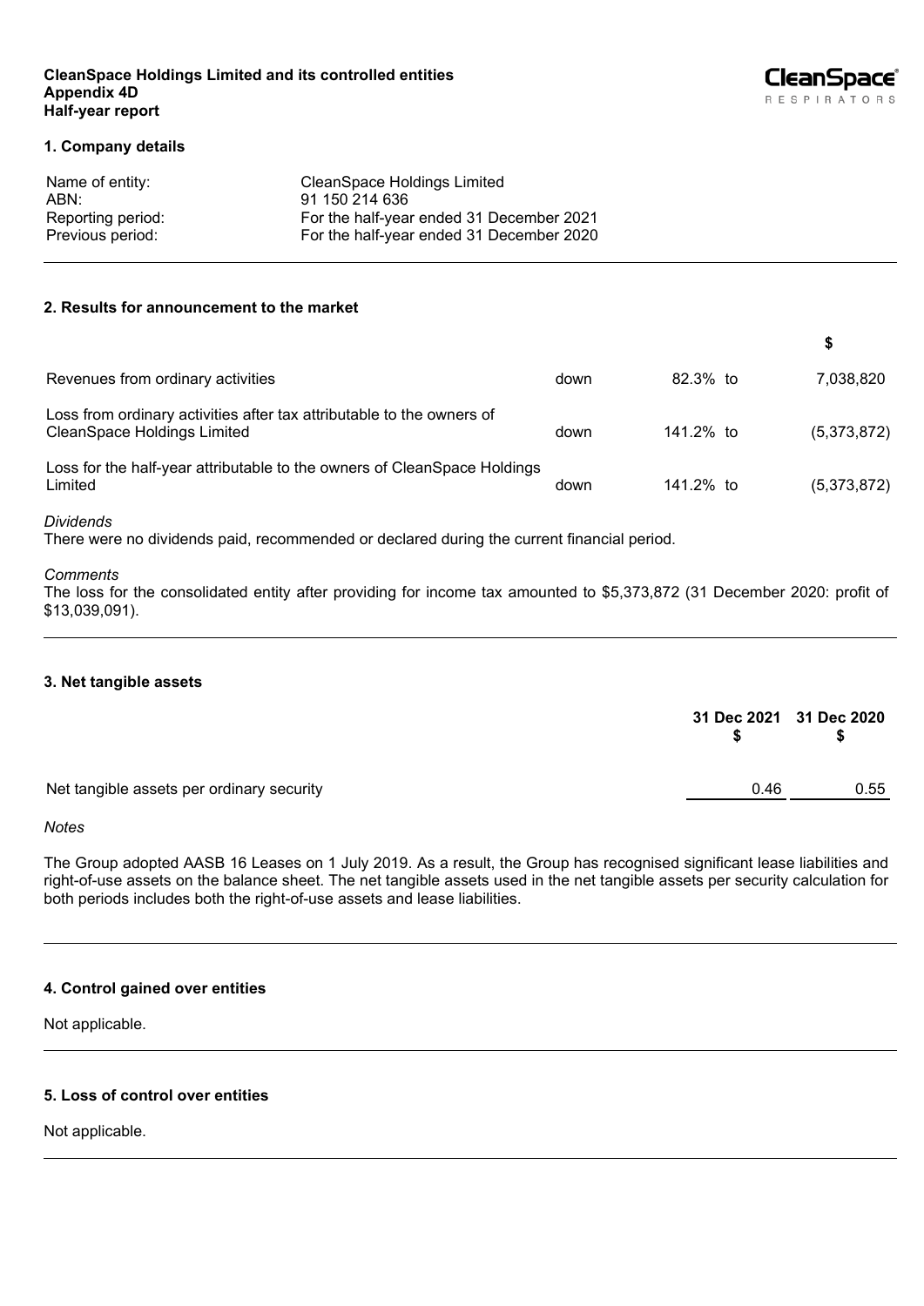**CleanSpace Holdings Limited and its controlled entities**
**Appendix 4D**
**Half-year report**

## 1. Company details

| | |
|---|---|
| Name of entity: | CleanSpace Holdings Limited |
| ABN: | 91 150 214 636 |
| Reporting period: | For the half-year ended 31 December 2021 |
| Previous period: | For the half-year ended 31 December 2020 |

## 2. Results for announcement to the market

| | | | $ |
|---|---|---|---|
| Revenues from ordinary activities | down | 82.3% to | 7,038,820 |
| Loss from ordinary activities after tax attributable to the owners of CleanSpace Holdings Limited | down | 141.2% to | (5,373,872) |
| Loss for the half-year attributable to the owners of CleanSpace Holdings Limited | down | 141.2% to | (5,373,872) |

*Dividends*

There were no dividends paid, recommended or declared during the current financial period.

*Comments*

The loss for the consolidated entity after providing for income tax amounted to $5,373,872 (31 December 2020: profit of $13,039,091).

## 3. Net tangible assets

| | 31 Dec 2021 $ | 31 Dec 2020 $ |
|---|---|---|
| Net tangible assets per ordinary security | 0.46 | 0.55 |

*Notes*

The Group adopted AASB 16 Leases on 1 July 2019. As a result, the Group has recognised significant lease liabilities and right-of-use assets on the balance sheet. The net tangible assets used in the net tangible assets per security calculation for both periods includes both the right-of-use assets and lease liabilities.

## 4. Control gained over entities

Not applicable.

## 5. Loss of control over entities

Not applicable.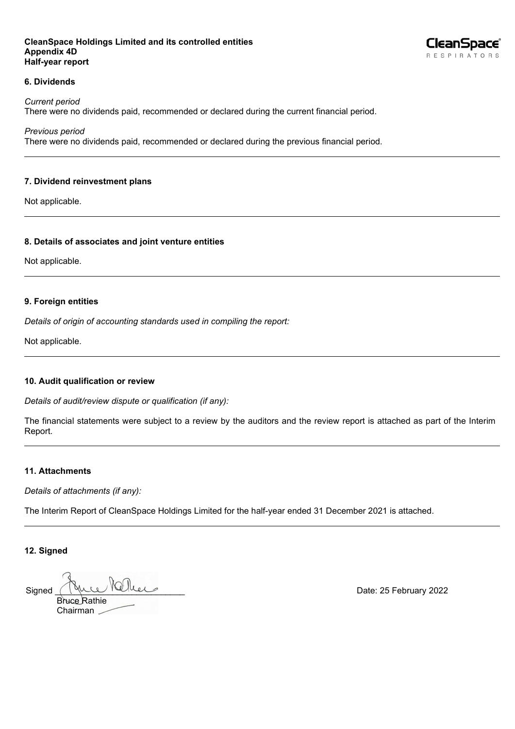## 6. Dividends

*Current period*
There were no dividends paid, recommended or declared during the current financial period.

*Previous period*
There were no dividends paid, recommended or declared during the previous financial period.

## 7. Dividend reinvestment plans

Not applicable.

## 8. Details of associates and joint venture entities

Not applicable.

## 9. Foreign entities

*Details of origin of accounting standards used in compiling the report:*

Not applicable.

## 10. Audit qualification or review

*Details of audit/review dispute or qualification (if any):*

The financial statements were subject to a review by the auditors and the review report is attached as part of the Interim Report.

## 11. Attachments

*Details of attachments (if any):*

The Interim Report of CleanSpace Holdings Limited for the half-year ended 31 December 2021 is attached.

## 12. Signed

Signed ___________________________

Bruce Rathie
Chairman

Date: 25 February 2022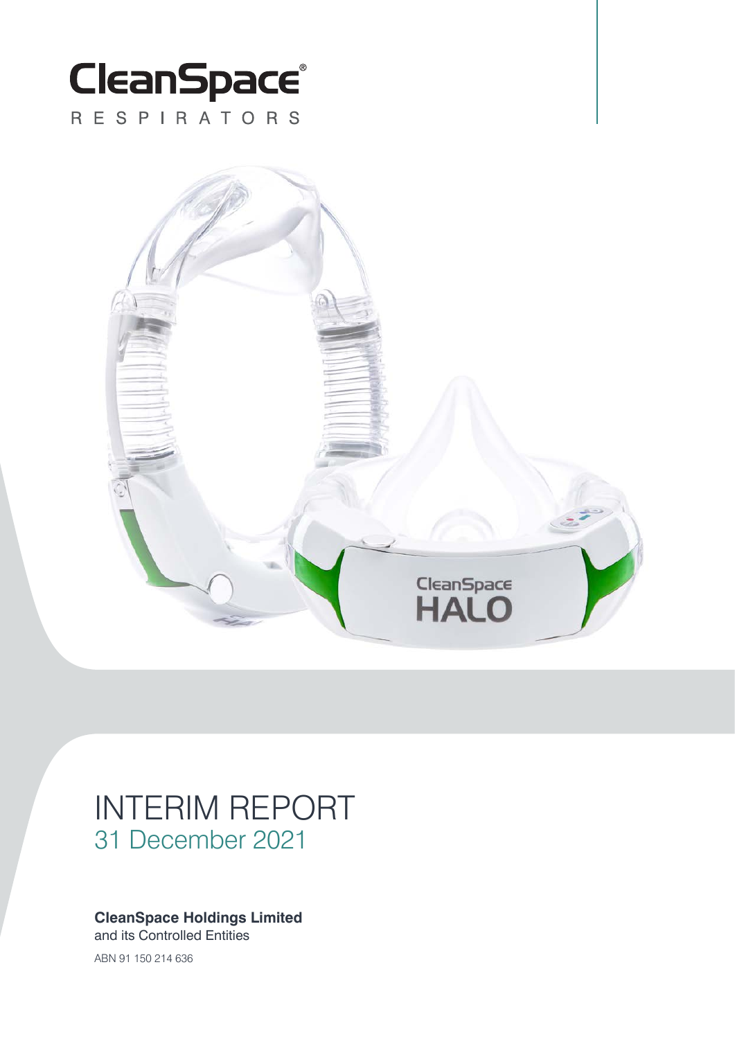# CleanSpace®

RESPIRATORS

# INTERIM REPORT

## 31 December 2021

**CleanSpace Holdings Limited**
and its Controlled Entities

ABN 91 150 214 636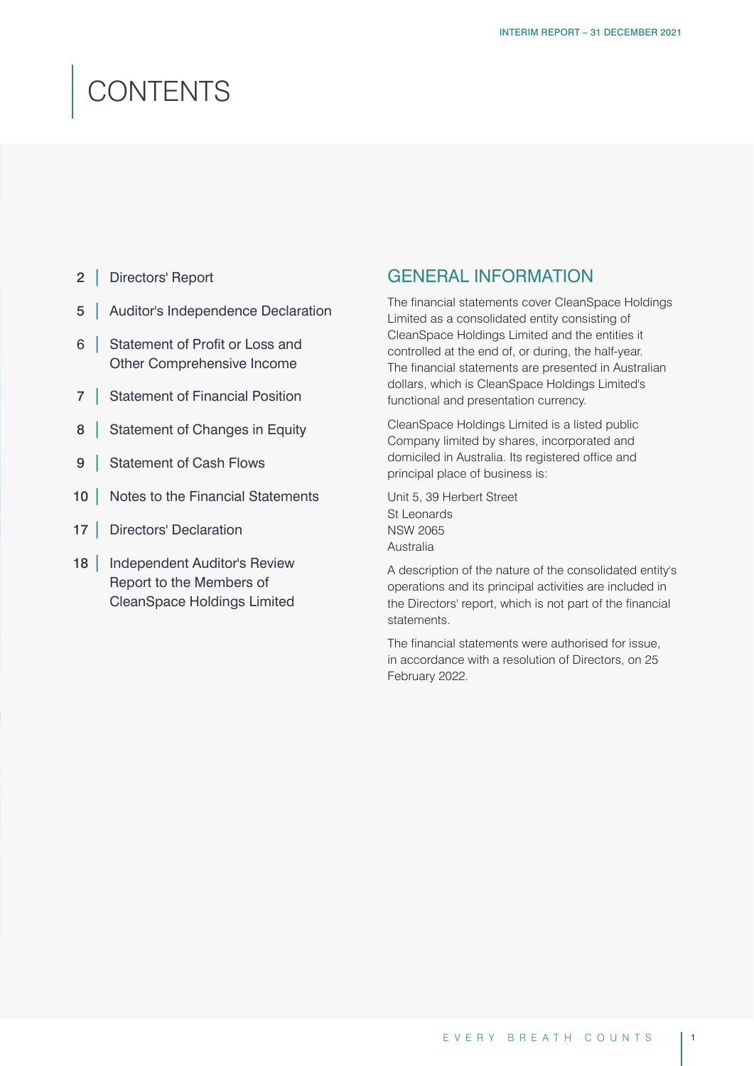# CONTENTS

| | |
|---|---|
| 2 | Directors' Report |
| 5 | Auditor's Independence Declaration |
| 6 | Statement of Profit or Loss and Other Comprehensive Income |
| 7 | Statement of Financial Position |
| 8 | Statement of Changes in Equity |
| 9 | Statement of Cash Flows |
| 10 | Notes to the Financial Statements |
| 17 | Directors' Declaration |
| 18 | Independent Auditor's Review Report to the Members of CleanSpace Holdings Limited |

## GENERAL INFORMATION

The financial statements cover CleanSpace Holdings Limited as a consolidated entity consisting of CleanSpace Holdings Limited and the entities it controlled at the end of, or during, the half-year. The financial statements are presented in Australian dollars, which is CleanSpace Holdings Limited's functional and presentation currency.

CleanSpace Holdings Limited is a listed public Company limited by shares, incorporated and domiciled in Australia. Its registered office and principal place of business is:

Unit 5, 39 Herbert Street
St Leonards
NSW 2065
Australia

A description of the nature of the consolidated entity's operations and its principal activities are included in the Directors' report, which is not part of the financial statements.

The financial statements were authorised for issue, in accordance with a resolution of Directors, on 25 February 2022.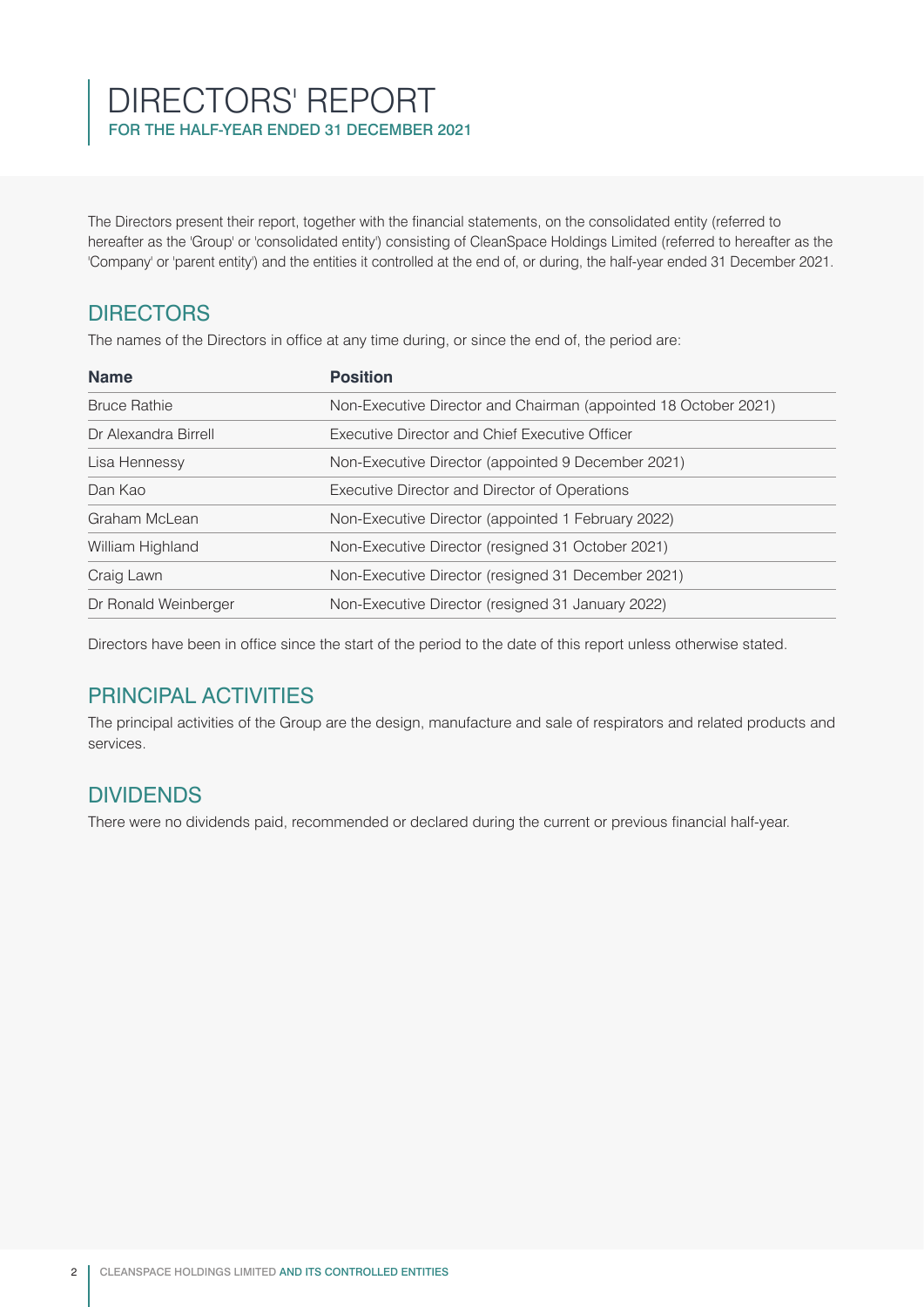# DIRECTORS' REPORT

FOR THE HALF-YEAR ENDED 31 DECEMBER 2021

The Directors present their report, together with the financial statements, on the consolidated entity (referred to hereafter as the 'Group' or 'consolidated entity') consisting of CleanSpace Holdings Limited (referred to hereafter as the 'Company' or 'parent entity') and the entities it controlled at the end of, or during, the half-year ended 31 December 2021.

## DIRECTORS

The names of the Directors in office at any time during, or since the end of, the period are:

| Name | Position |
|---|---|
| Bruce Rathie | Non-Executive Director and Chairman (appointed 18 October 2021) |
| Dr Alexandra Birrell | Executive Director and Chief Executive Officer |
| Lisa Hennessy | Non-Executive Director (appointed 9 December 2021) |
| Dan Kao | Executive Director and Director of Operations |
| Graham McLean | Non-Executive Director (appointed 1 February 2022) |
| William Highland | Non-Executive Director (resigned 31 October 2021) |
| Craig Lawn | Non-Executive Director (resigned 31 December 2021) |
| Dr Ronald Weinberger | Non-Executive Director (resigned 31 January 2022) |

Directors have been in office since the start of the period to the date of this report unless otherwise stated.

## PRINCIPAL ACTIVITIES

The principal activities of the Group are the design, manufacture and sale of respirators and related products and services.

## DIVIDENDS

There were no dividends paid, recommended or declared during the current or previous financial half-year.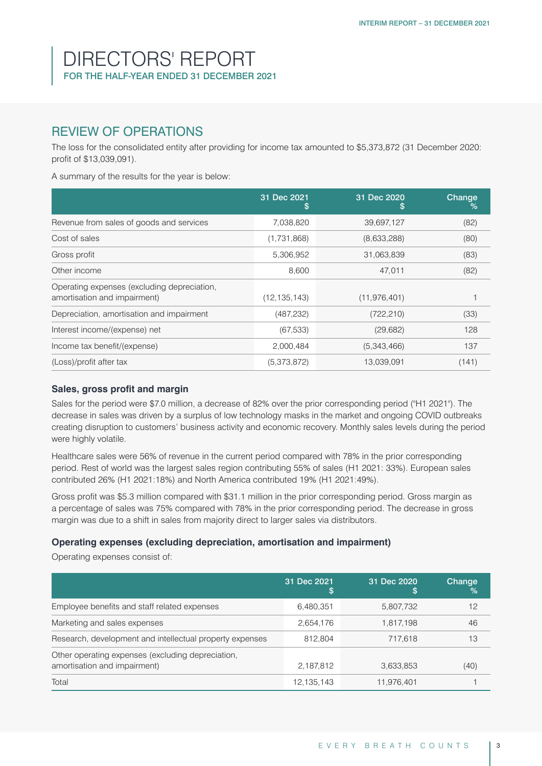# DIRECTORS' REPORT
FOR THE HALF-YEAR ENDED 31 DECEMBER 2021

## REVIEW OF OPERATIONS

The loss for the consolidated entity after providing for income tax amounted to $5,373,872 (31 December 2020: profit of $13,039,091).

A summary of the results for the year is below:

| | 31 Dec 2021 $ | 31 Dec 2020 $ | Change % |
|---|---|---|---|
| Revenue from sales of goods and services | 7,038,820 | 39,697,127 | (82) |
| Cost of sales | (1,731,868) | (8,633,288) | (80) |
| Gross profit | 5,306,952 | 31,063,839 | (83) |
| Other income | 8,600 | 47,011 | (82) |
| Operating expenses (excluding depreciation, amortisation and impairment) | (12,135,143) | (11,976,401) | 1 |
| Depreciation, amortisation and impairment | (487,232) | (722,210) | (33) |
| Interest income/(expense) net | (67,533) | (29,682) | 128 |
| Income tax benefit/(expense) | 2,000,484 | (5,343,466) | 137 |
| (Loss)/profit after tax | (5,373,872) | 13,039,091 | (141) |

### Sales, gross profit and margin

Sales for the period were $7.0 million, a decrease of 82% over the prior corresponding period ("H1 2021"). The decrease in sales was driven by a surplus of low technology masks in the market and ongoing COVID outbreaks creating disruption to customers' business activity and economic recovery. Monthly sales levels during the period were highly volatile.

Healthcare sales were 56% of revenue in the current period compared with 78% in the prior corresponding period. Rest of world was the largest sales region contributing 55% of sales (H1 2021: 33%). European sales contributed 26% (H1 2021:18%) and North America contributed 19% (H1 2021:49%).

Gross profit was $5.3 million compared with $31.1 million in the prior corresponding period. Gross margin as a percentage of sales was 75% compared with 78% in the prior corresponding period. The decrease in gross margin was due to a shift in sales from majority direct to larger sales via distributors.

### Operating expenses (excluding depreciation, amortisation and impairment)

Operating expenses consist of:

| | 31 Dec 2021 $ | 31 Dec 2020 $ | Change % |
|---|---|---|---|
| Employee benefits and staff related expenses | 6,480,351 | 5,807,732 | 12 |
| Marketing and sales expenses | 2,654,176 | 1,817,198 | 46 |
| Research, development and intellectual property expenses | 812,804 | 717,618 | 13 |
| Other operating expenses (excluding depreciation, amortisation and impairment) | 2,187,812 | 3,633,853 | (40) |
| Total | 12,135,143 | 11,976,401 | 1 |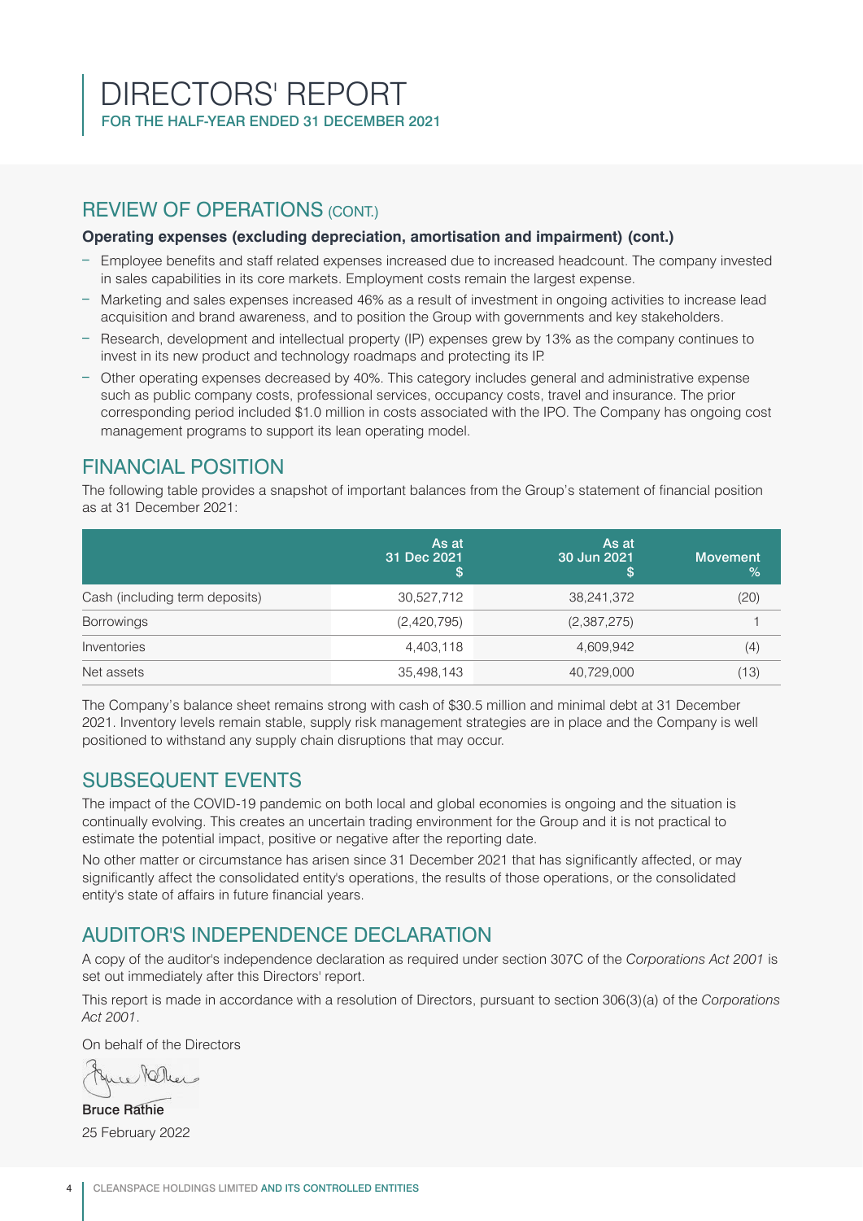# DIRECTORS' REPORT

FOR THE HALF-YEAR ENDED 31 DECEMBER 2021

## REVIEW OF OPERATIONS (CONT.)

**Operating expenses (excluding depreciation, amortisation and impairment) (cont.)**

- Employee benefits and staff related expenses increased due to increased headcount. The company invested in sales capabilities in its core markets. Employment costs remain the largest expense.
- Marketing and sales expenses increased 46% as a result of investment in ongoing activities to increase lead acquisition and brand awareness, and to position the Group with governments and key stakeholders.
- Research, development and intellectual property (IP) expenses grew by 13% as the company continues to invest in its new product and technology roadmaps and protecting its IP.
- Other operating expenses decreased by 40%. This category includes general and administrative expense such as public company costs, professional services, occupancy costs, travel and insurance. The prior corresponding period included $1.0 million in costs associated with the IPO. The Company has ongoing cost management programs to support its lean operating model.

## FINANCIAL POSITION

The following table provides a snapshot of important balances from the Group's statement of financial position as at 31 December 2021:

| | As at 31 Dec 2021 $ | As at 30 Jun 2021 $ | Movement % |
|---|---|---|---|
| Cash (including term deposits) | 30,527,712 | 38,241,372 | (20) |
| Borrowings | (2,420,795) | (2,387,275) | 1 |
| Inventories | 4,403,118 | 4,609,942 | (4) |
| Net assets | 35,498,143 | 40,729,000 | (13) |

The Company's balance sheet remains strong with cash of $30.5 million and minimal debt at 31 December 2021. Inventory levels remain stable, supply risk management strategies are in place and the Company is well positioned to withstand any supply chain disruptions that may occur.

## SUBSEQUENT EVENTS

The impact of the COVID-19 pandemic on both local and global economies is ongoing and the situation is continually evolving. This creates an uncertain trading environment for the Group and it is not practical to estimate the potential impact, positive or negative after the reporting date.

No other matter or circumstance has arisen since 31 December 2021 that has significantly affected, or may significantly affect the consolidated entity's operations, the results of those operations, or the consolidated entity's state of affairs in future financial years.

## AUDITOR'S INDEPENDENCE DECLARATION

A copy of the auditor's independence declaration as required under section 307C of the *Corporations Act 2001* is set out immediately after this Directors' report.

This report is made in accordance with a resolution of Directors, pursuant to section 306(3)(a) of the *Corporations Act 2001*.

On behalf of the Directors

**Bruce Rathie**

25 February 2022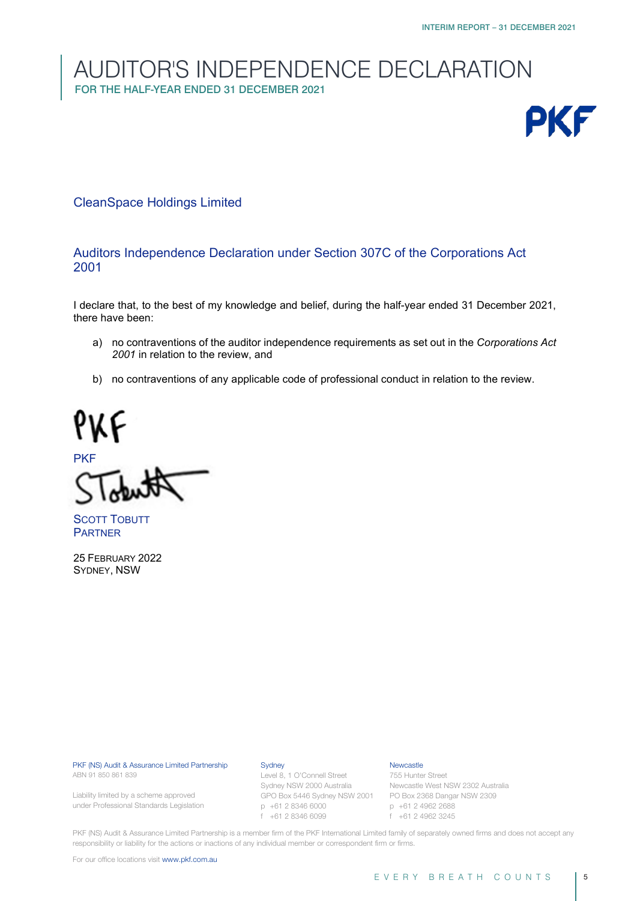# AUDITOR'S INDEPENDENCE DECLARATION

**FOR THE HALF-YEAR ENDED 31 DECEMBER 2021**

PKF

## CleanSpace Holdings Limited

## Auditors Independence Declaration under Section 307C of the Corporations Act 2001

I declare that, to the best of my knowledge and belief, during the half-year ended 31 December 2021, there have been:

a) no contraventions of the auditor independence requirements as set out in the *Corporations Act 2001* in relation to the review, and

b) no contraventions of any applicable code of professional conduct in relation to the review.

PKF

PKF

STobutt

SCOTT TOBUTT
PARTNER

25 FEBRUARY 2022
SYDNEY, NSW

PKF (NS) Audit & Assurance Limited Partnership
ABN 91 850 861 839

Liability limited by a scheme approved under Professional Standards Legislation

Sydney
Level 8, 1 O'Connell Street
Sydney NSW 2000 Australia
GPO Box 5446 Sydney NSW 2001
p +61 2 8346 6000
f +61 2 8346 6099

Newcastle
755 Hunter Street
Newcastle West NSW 2302 Australia
PO Box 2368 Dangar NSW 2309
p +61 2 4962 2688
f +61 2 4962 3245

PKF (NS) Audit & Assurance Limited Partnership is a member firm of the PKF International Limited family of separately owned firms and does not accept any responsibility or liability for the actions or inactions of any individual member or correspondent firm or firms.

For our office locations visit www.pkf.com.au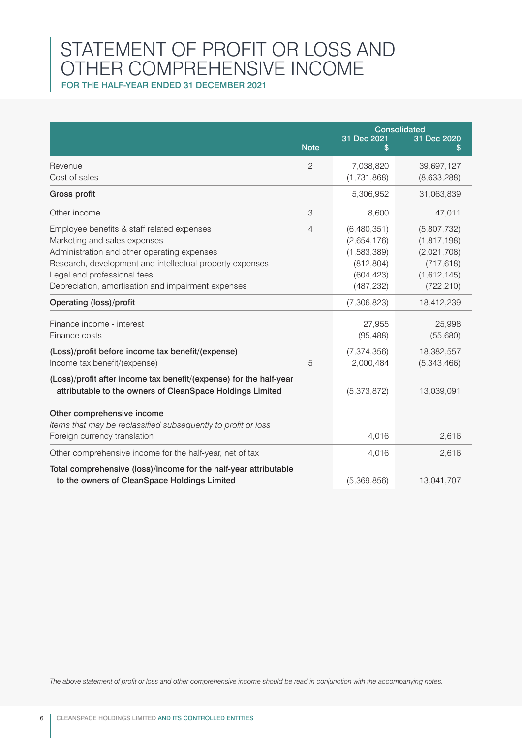# STATEMENT OF PROFIT OR LOSS AND OTHER COMPREHENSIVE INCOME

### FOR THE HALF-YEAR ENDED 31 DECEMBER 2021

| | Note | Consolidated 31 Dec 2021 $ | Consolidated 31 Dec 2020 $ |
|---|---|---|---|
| Revenue | 2 | 7,038,820 | 39,697,127 |
| Cost of sales | | (1,731,868) | (8,633,288) |
| **Gross profit** | | 5,306,952 | 31,063,839 |
| Other income | 3 | 8,600 | 47,011 |
| Employee benefits & staff related expenses | 4 | (6,480,351) | (5,807,732) |
| Marketing and sales expenses | | (2,654,176) | (1,817,198) |
| Administration and other operating expenses | | (1,583,389) | (2,021,708) |
| Research, development and intellectual property expenses | | (812,804) | (717,618) |
| Legal and professional fees | | (604,423) | (1,612,145) |
| Depreciation, amortisation and impairment expenses | | (487,232) | (722,210) |
| **Operating (loss)/profit** | | (7,306,823) | 18,412,239 |
| Finance income - interest | | 27,955 | 25,998 |
| Finance costs | | (95,488) | (55,680) |
| **(Loss)/profit before income tax benefit/(expense)** | | (7,374,356) | 18,382,557 |
| Income tax benefit/(expense) | 5 | 2,000,484 | (5,343,466) |
| **(Loss)/profit after income tax benefit/(expense) for the half-year attributable to the owners of CleanSpace Holdings Limited** | | (5,373,872) | 13,039,091 |
| **Other comprehensive income** | | | |
| *Items that may be reclassified subsequently to profit or loss* | | | |
| Foreign currency translation | | 4,016 | 2,616 |
| Other comprehensive income for the half-year, net of tax | | 4,016 | 2,616 |
| **Total comprehensive (loss)/income for the half-year attributable to the owners of CleanSpace Holdings Limited** | | (5,369,856) | 13,041,707 |

*The above statement of profit or loss and other comprehensive income should be read in conjunction with the accompanying notes.*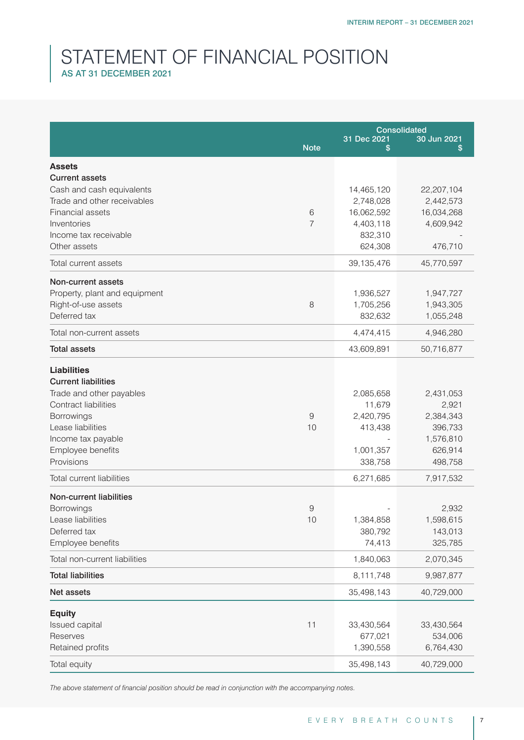# STATEMENT OF FINANCIAL POSITION

## AS AT 31 DECEMBER 2021

| | Note | Consolidated 31 Dec 2021 $ | 30 Jun 2021 $ |
|---|---|---|---|
| **Assets** | | | |
| **Current assets** | | | |
| Cash and cash equivalents | | 14,465,120 | 22,207,104 |
| Trade and other receivables | | 2,748,028 | 2,442,573 |
| Financial assets | 6 | 16,062,592 | 16,034,268 |
| Inventories | 7 | 4,403,118 | 4,609,942 |
| Income tax receivable | | 832,310 | - |
| Other assets | | 624,308 | 476,710 |
| Total current assets | | 39,135,476 | 45,770,597 |
| **Non-current assets** | | | |
| Property, plant and equipment | | 1,936,527 | 1,947,727 |
| Right-of-use assets | 8 | 1,705,256 | 1,943,305 |
| Deferred tax | | 832,632 | 1,055,248 |
| Total non-current assets | | 4,474,415 | 4,946,280 |
| **Total assets** | | 43,609,891 | 50,716,877 |
| **Liabilities** | | | |
| **Current liabilities** | | | |
| Trade and other payables | | 2,085,658 | 2,431,053 |
| Contract liabilities | | 11,679 | 2,921 |
| Borrowings | 9 | 2,420,795 | 2,384,343 |
| Lease liabilities | 10 | 413,438 | 396,733 |
| Income tax payable | | - | 1,576,810 |
| Employee benefits | | 1,001,357 | 626,914 |
| Provisions | | 338,758 | 498,758 |
| Total current liabilities | | 6,271,685 | 7,917,532 |
| **Non-current liabilities** | | | |
| Borrowings | 9 | - | 2,932 |
| Lease liabilities | 10 | 1,384,858 | 1,598,615 |
| Deferred tax | | 380,792 | 143,013 |
| Employee benefits | | 74,413 | 325,785 |
| Total non-current liabilities | | 1,840,063 | 2,070,345 |
| **Total liabilities** | | 8,111,748 | 9,987,877 |
| **Net assets** | | 35,498,143 | 40,729,000 |
| **Equity** | | | |
| Issued capital | 11 | 33,430,564 | 33,430,564 |
| Reserves | | 677,021 | 534,006 |
| Retained profits | | 1,390,558 | 6,764,430 |
| Total equity | | 35,498,143 | 40,729,000 |

*The above statement of financial position should be read in conjunction with the accompanying notes.*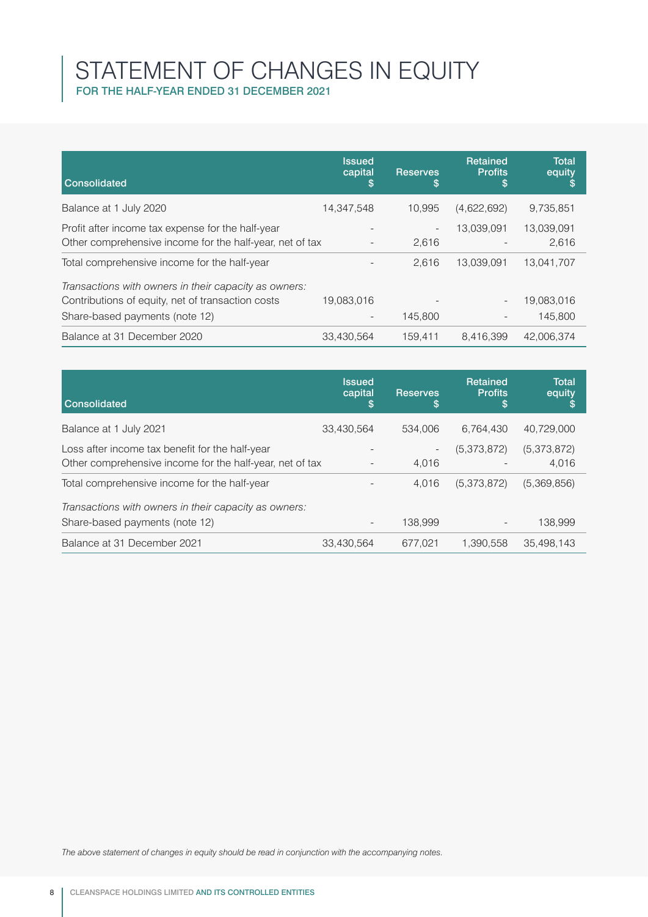# STATEMENT OF CHANGES IN EQUITY

## FOR THE HALF-YEAR ENDED 31 DECEMBER 2021

| Consolidated | Issued capital $ | Reserves $ | Retained Profits $ | Total equity $ |
|---|---|---|---|---|
| Balance at 1 July 2020 | 14,347,548 | 10,995 | (4,622,692) | 9,735,851 |
| Profit after income tax expense for the half-year | - | - | 13,039,091 | 13,039,091 |
| Other comprehensive income for the half-year, net of tax | - | 2,616 | - | 2,616 |
| Total comprehensive income for the half-year | - | 2,616 | 13,039,091 | 13,041,707 |
| *Transactions with owners in their capacity as owners:* | | | | |
| Contributions of equity, net of transaction costs | 19,083,016 | - | - | 19,083,016 |
| Share-based payments (note 12) | - | 145,800 | - | 145,800 |
| Balance at 31 December 2020 | 33,430,564 | 159,411 | 8,416,399 | 42,006,374 |

| Consolidated | Issued capital $ | Reserves $ | Retained Profits $ | Total equity $ |
|---|---|---|---|---|
| Balance at 1 July 2021 | 33,430,564 | 534,006 | 6,764,430 | 40,729,000 |
| Loss after income tax benefit for the half-year | - | - | (5,373,872) | (5,373,872) |
| Other comprehensive income for the half-year, net of tax | - | 4,016 | - | 4,016 |
| Total comprehensive income for the half-year | - | 4,016 | (5,373,872) | (5,369,856) |
| *Transactions with owners in their capacity as owners:* | | | | |
| Share-based payments (note 12) | - | 138,999 | - | 138,999 |
| Balance at 31 December 2021 | 33,430,564 | 677,021 | 1,390,558 | 35,498,143 |

*The above statement of changes in equity should be read in conjunction with the accompanying notes.*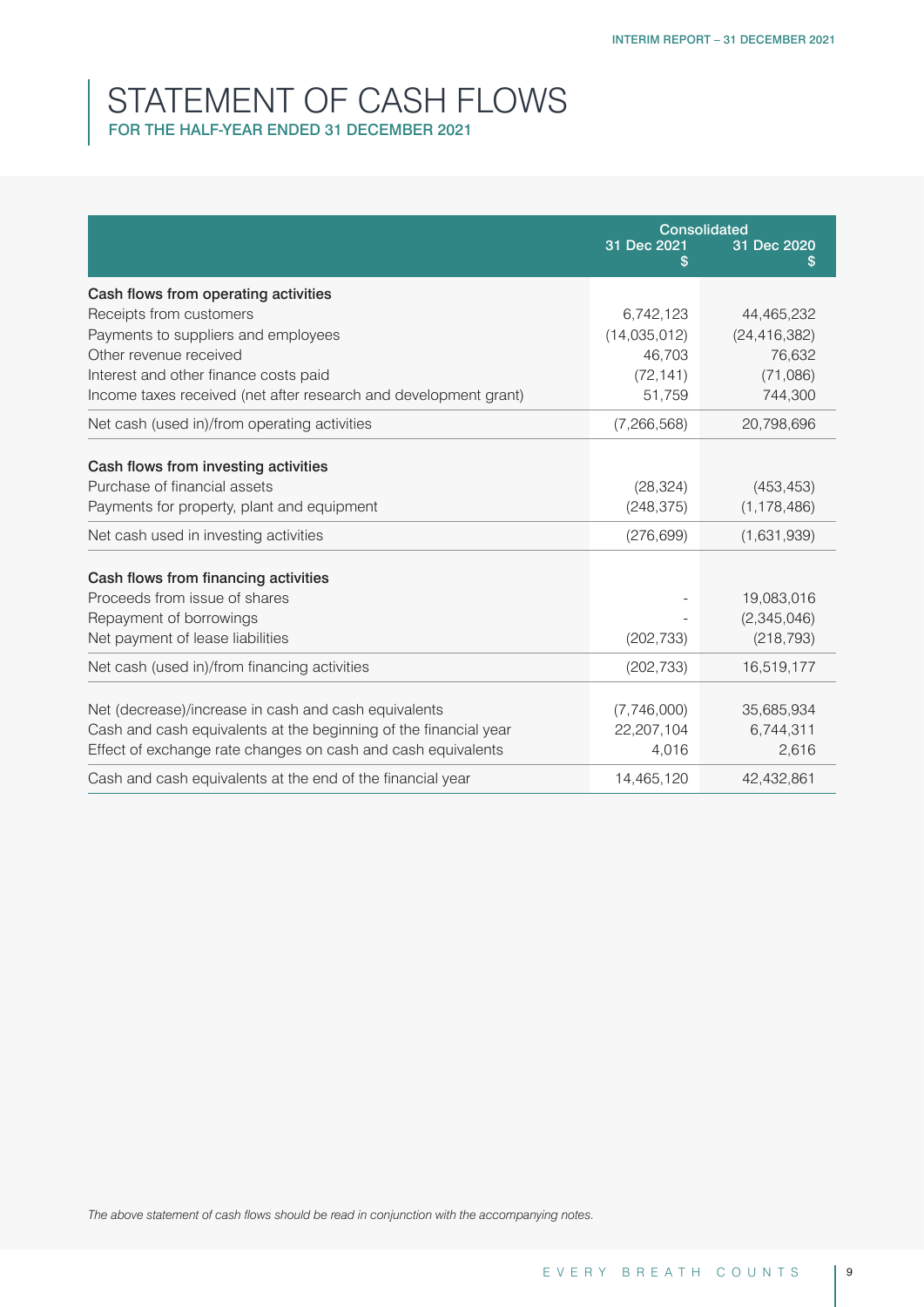# STATEMENT OF CASH FLOWS

## FOR THE HALF-YEAR ENDED 31 DECEMBER 2021

| | Consolidated | |
|---|---|---|
| | 31 Dec 2021<br>$ | 31 Dec 2020<br>$ |
| **Cash flows from operating activities** | | |
| Receipts from customers | 6,742,123 | 44,465,232 |
| Payments to suppliers and employees | (14,035,012) | (24,416,382) |
| Other revenue received | 46,703 | 76,632 |
| Interest and other finance costs paid | (72,141) | (71,086) |
| Income taxes received (net after research and development grant) | 51,759 | 744,300 |
| Net cash (used in)/from operating activities | (7,266,568) | 20,798,696 |
| **Cash flows from investing activities** | | |
| Purchase of financial assets | (28,324) | (453,453) |
| Payments for property, plant and equipment | (248,375) | (1,178,486) |
| Net cash used in investing activities | (276,699) | (1,631,939) |
| **Cash flows from financing activities** | | |
| Proceeds from issue of shares | - | 19,083,016 |
| Repayment of borrowings | - | (2,345,046) |
| Net payment of lease liabilities | (202,733) | (218,793) |
| Net cash (used in)/from financing activities | (202,733) | 16,519,177 |
| Net (decrease)/increase in cash and cash equivalents | (7,746,000) | 35,685,934 |
| Cash and cash equivalents at the beginning of the financial year | 22,207,104 | 6,744,311 |
| Effect of exchange rate changes on cash and cash equivalents | 4,016 | 2,616 |
| Cash and cash equivalents at the end of the financial year | 14,465,120 | 42,432,861 |

*The above statement of cash flows should be read in conjunction with the accompanying notes.*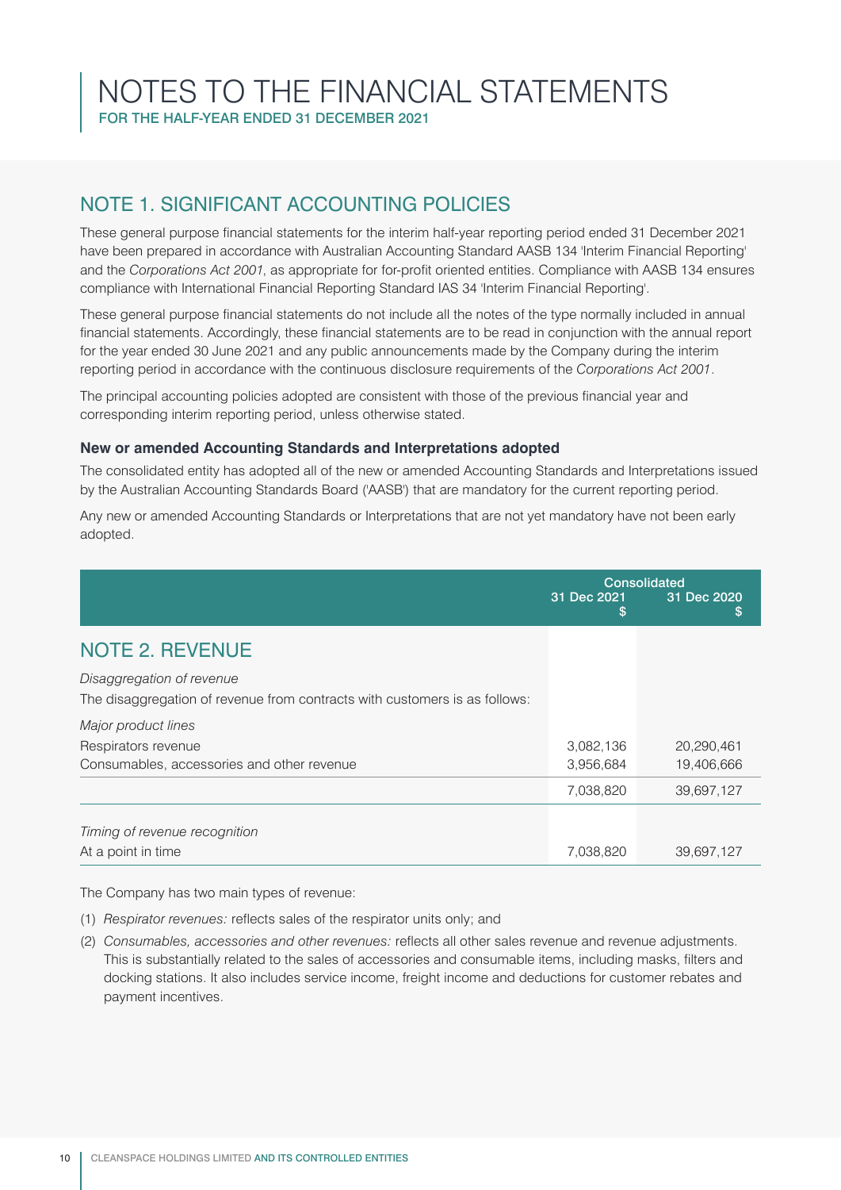# NOTES TO THE FINANCIAL STATEMENTS

FOR THE HALF-YEAR ENDED 31 DECEMBER 2021

## NOTE 1. SIGNIFICANT ACCOUNTING POLICIES

These general purpose financial statements for the interim half-year reporting period ended 31 December 2021 have been prepared in accordance with Australian Accounting Standard AASB 134 'Interim Financial Reporting' and the *Corporations Act 2001*, as appropriate for for-profit oriented entities. Compliance with AASB 134 ensures compliance with International Financial Reporting Standard IAS 34 'Interim Financial Reporting'.

These general purpose financial statements do not include all the notes of the type normally included in annual financial statements. Accordingly, these financial statements are to be read in conjunction with the annual report for the year ended 30 June 2021 and any public announcements made by the Company during the interim reporting period in accordance with the continuous disclosure requirements of the *Corporations Act 2001*.

The principal accounting policies adopted are consistent with those of the previous financial year and corresponding interim reporting period, unless otherwise stated.

### New or amended Accounting Standards and Interpretations adopted

The consolidated entity has adopted all of the new or amended Accounting Standards and Interpretations issued by the Australian Accounting Standards Board ('AASB') that are mandatory for the current reporting period.

Any new or amended Accounting Standards or Interpretations that are not yet mandatory have not been early adopted.

## NOTE 2. REVENUE

| | Consolidated | |
|---|---|---|
| | 31 Dec 2021<br>$ | 31 Dec 2020<br>$ |
| *Disaggregation of revenue* | | |
| The disaggregation of revenue from contracts with customers is as follows: | | |
| *Major product lines* | | |
| Respirators revenue | 3,082,136 | 20,290,461 |
| Consumables, accessories and other revenue | 3,956,684 | 19,406,666 |
| | 7,038,820 | 39,697,127 |
| *Timing of revenue recognition* | | |
| At a point in time | 7,038,820 | 39,697,127 |

The Company has two main types of revenue:

(1) *Respirator revenues:* reflects sales of the respirator units only; and

(2) *Consumables, accessories and other revenues:* reflects all other sales revenue and revenue adjustments. This is substantially related to the sales of accessories and consumable items, including masks, filters and docking stations. It also includes service income, freight income and deductions for customer rebates and payment incentives.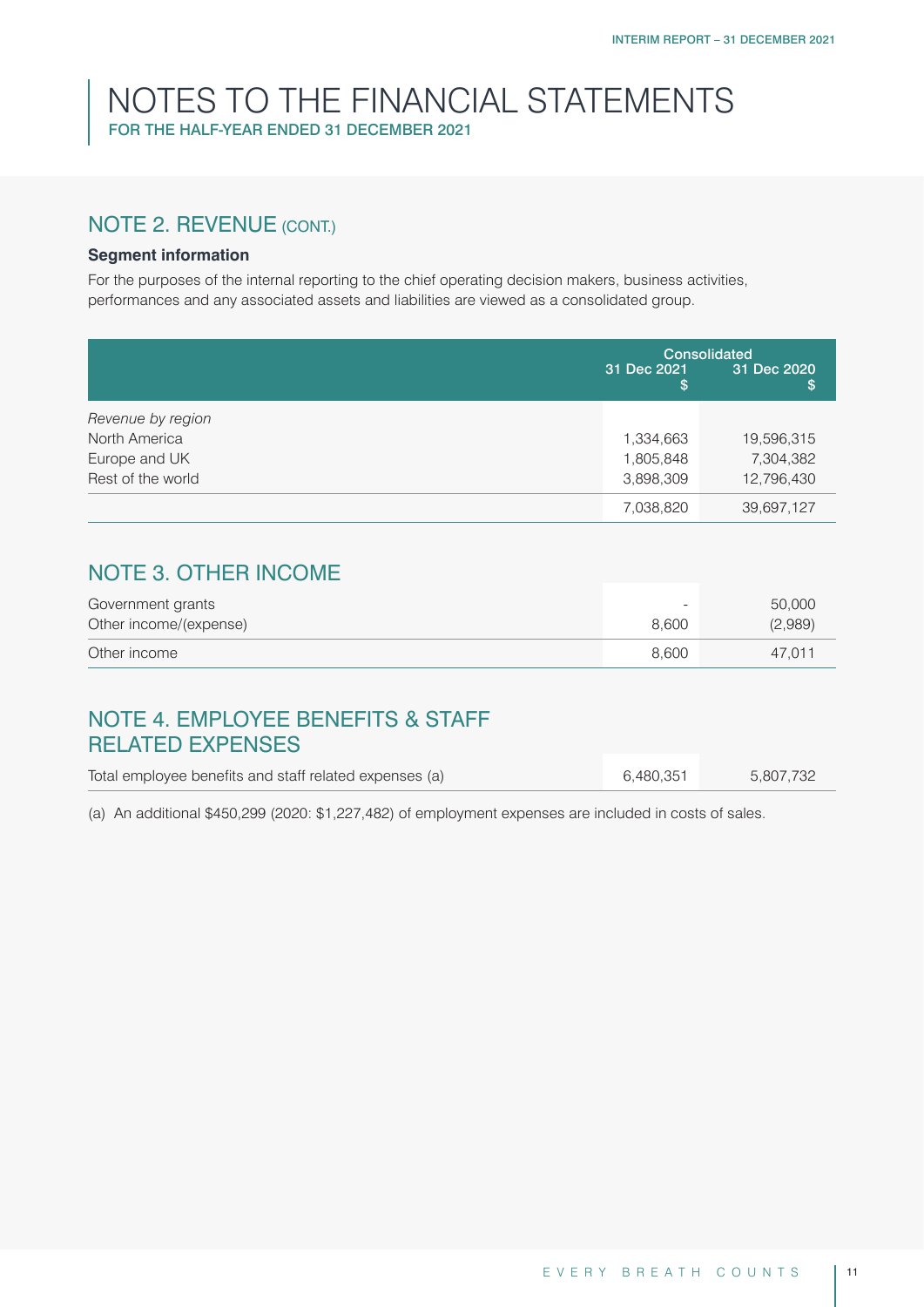# NOTES TO THE FINANCIAL STATEMENTS

FOR THE HALF-YEAR ENDED 31 DECEMBER 2021

## NOTE 2. REVENUE (CONT.)

**Segment information**

For the purposes of the internal reporting to the chief operating decision makers, business activities, performances and any associated assets and liabilities are viewed as a consolidated group.

| | Consolidated | |
|---|---|---|
| | 31 Dec 2021<br>$ | 31 Dec 2020<br>$ |
| *Revenue by region* | | |
| North America | 1,334,663 | 19,596,315 |
| Europe and UK | 1,805,848 | 7,304,382 |
| Rest of the world | 3,898,309 | 12,796,430 |
| | 7,038,820 | 39,697,127 |

## NOTE 3. OTHER INCOME

| | | |
|---|---|---|
| Government grants | - | 50,000 |
| Other income/(expense) | 8,600 | (2,989) |
| Other income | 8,600 | 47,011 |

## NOTE 4. EMPLOYEE BENEFITS & STAFF RELATED EXPENSES

| | | |
|---|---|---|
| Total employee benefits and staff related expenses (a) | 6,480,351 | 5,807,732 |

(a) An additional $450,299 (2020: $1,227,482) of employment expenses are included in costs of sales.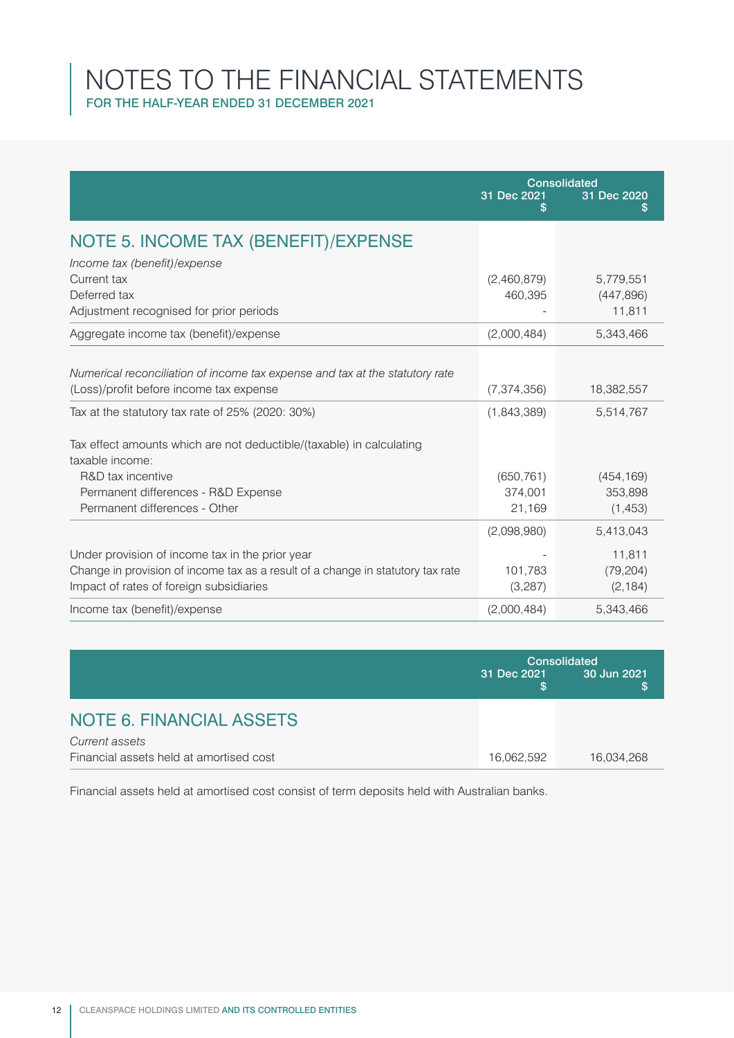# NOTES TO THE FINANCIAL STATEMENTS

FOR THE HALF-YEAR ENDED 31 DECEMBER 2021

| | Consolidated | |
|---|---|---|
| | 31 Dec 2021<br>$ | 31 Dec 2020<br>$ |
| **NOTE 5. INCOME TAX (BENEFIT)/EXPENSE** | | |
| *Income tax (benefit)/expense* | | |
| Current tax | (2,460,879) | 5,779,551 |
| Deferred tax | 460,395 | (447,896) |
| Adjustment recognised for prior periods | - | 11,811 |
| Aggregate income tax (benefit)/expense | (2,000,484) | 5,343,466 |
| | | |
| *Numerical reconciliation of income tax expense and tax at the statutory rate* | | |
| (Loss)/profit before income tax expense | (7,374,356) | 18,382,557 |
| Tax at the statutory tax rate of 25% (2020: 30%) | (1,843,389) | 5,514,767 |
| | | |
| Tax effect amounts which are not deductible/(taxable) in calculating taxable income: | | |
| R&D tax incentive | (650,761) | (454,169) |
| Permanent differences - R&D Expense | 374,001 | 353,898 |
| Permanent differences - Other | 21,169 | (1,453) |
| | (2,098,980) | 5,413,043 |
| Under provision of income tax in the prior year | - | 11,811 |
| Change in provision of income tax as a result of a change in statutory tax rate | 101,783 | (79,204) |
| Impact of rates of foreign subsidiaries | (3,287) | (2,184) |
| Income tax (benefit)/expense | (2,000,484) | 5,343,466 |

| | Consolidated | |
|---|---|---|
| | 31 Dec 2021<br>$ | 30 Jun 2021<br>$ |
| **NOTE 6. FINANCIAL ASSETS** | | |
| *Current assets* | | |
| Financial assets held at amortised cost | 16,062,592 | 16,034,268 |

Financial assets held at amortised cost consist of term deposits held with Australian banks.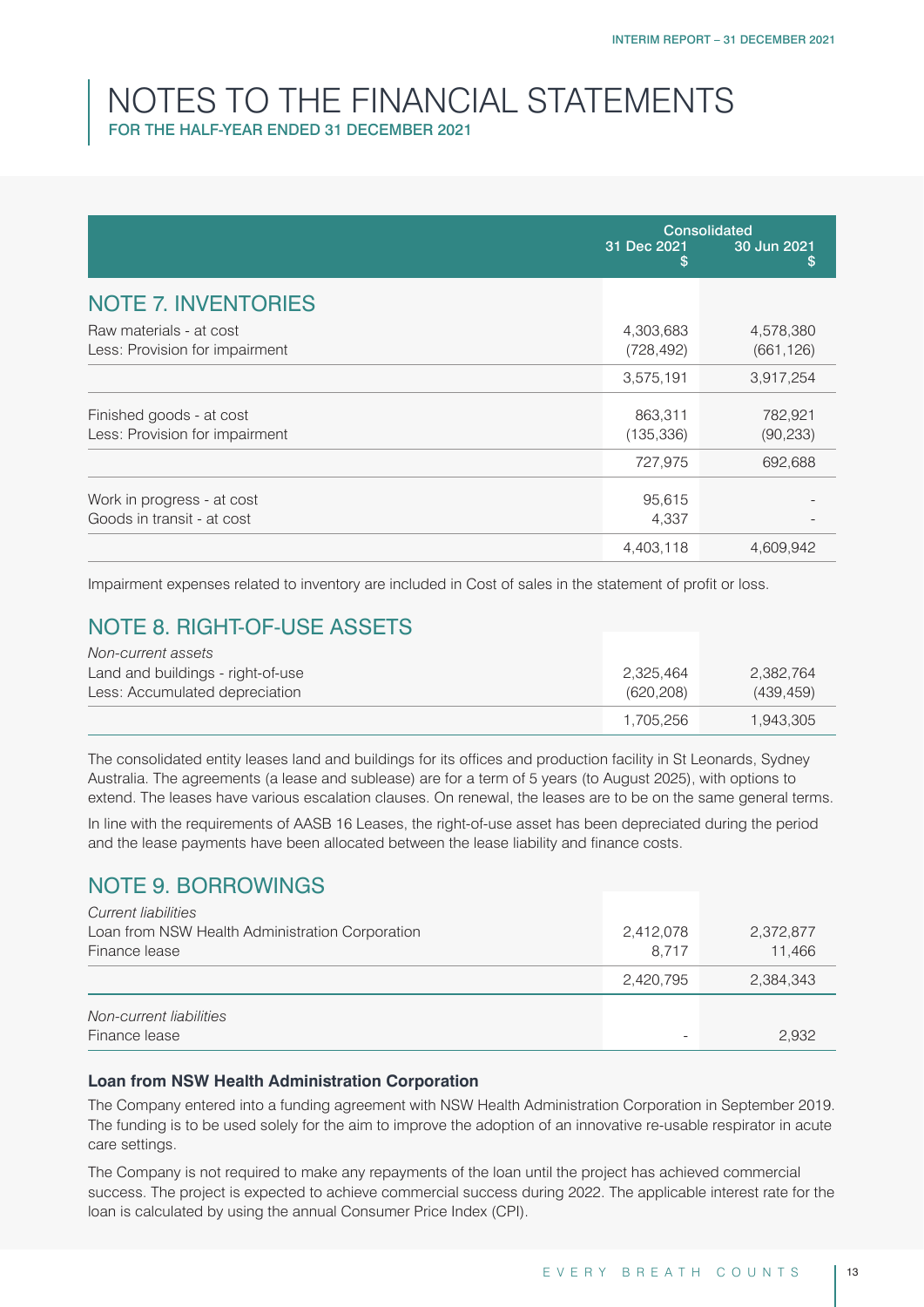# NOTES TO THE FINANCIAL STATEMENTS

FOR THE HALF-YEAR ENDED 31 DECEMBER 2021

| | Consolidated | |
|---|---|---|
| | 31 Dec 2021 $ | 30 Jun 2021 $ |
| **NOTE 7. INVENTORIES** | | |
| Raw materials - at cost | 4,303,683 | 4,578,380 |
| Less: Provision for impairment | (728,492) | (661,126) |
| | 3,575,191 | 3,917,254 |
| Finished goods - at cost | 863,311 | 782,921 |
| Less: Provision for impairment | (135,336) | (90,233) |
| | 727,975 | 692,688 |
| Work in progress - at cost | 95,615 | - |
| Goods in transit - at cost | 4,337 | - |
| | 4,403,118 | 4,609,942 |

Impairment expenses related to inventory are included in Cost of sales in the statement of profit or loss.

## NOTE 8. RIGHT-OF-USE ASSETS

| | 31 Dec 2021 $ | 30 Jun 2021 $ |
|---|---|---|
| *Non-current assets* | | |
| Land and buildings - right-of-use | 2,325,464 | 2,382,764 |
| Less: Accumulated depreciation | (620,208) | (439,459) |
| | 1,705,256 | 1,943,305 |

The consolidated entity leases land and buildings for its offices and production facility in St Leonards, Sydney Australia. The agreements (a lease and sublease) are for a term of 5 years (to August 2025), with options to extend. The leases have various escalation clauses. On renewal, the leases are to be on the same general terms.

In line with the requirements of AASB 16 Leases, the right-of-use asset has been depreciated during the period and the lease payments have been allocated between the lease liability and finance costs.

## NOTE 9. BORROWINGS

| | 31 Dec 2021 $ | 30 Jun 2021 $ |
|---|---|---|
| *Current liabilities* | | |
| Loan from NSW Health Administration Corporation | 2,412,078 | 2,372,877 |
| Finance lease | 8,717 | 11,466 |
| | 2,420,795 | 2,384,343 |
| *Non-current liabilities* | | |
| Finance lease | - | 2,932 |

### Loan from NSW Health Administration Corporation

The Company entered into a funding agreement with NSW Health Administration Corporation in September 2019. The funding is to be used solely for the aim to improve the adoption of an innovative re-usable respirator in acute care settings.

The Company is not required to make any repayments of the loan until the project has achieved commercial success. The project is expected to achieve commercial success during 2022. The applicable interest rate for the loan is calculated by using the annual Consumer Price Index (CPI).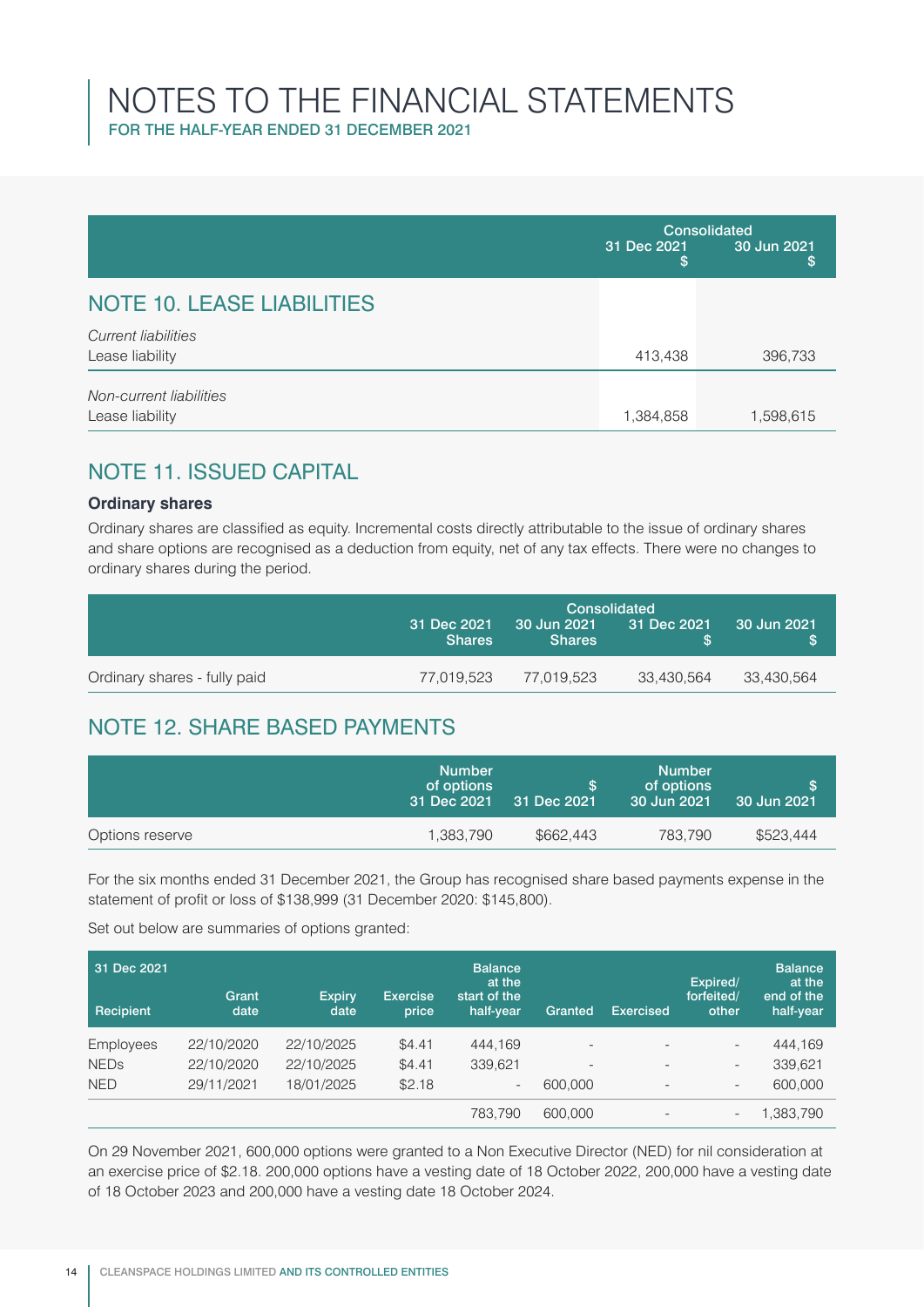# NOTES TO THE FINANCIAL STATEMENTS

FOR THE HALF-YEAR ENDED 31 DECEMBER 2021

| | Consolidated | |
|---|---|---|
| | 31 Dec 2021 $ | 30 Jun 2021 $ |
| **NOTE 10. LEASE LIABILITIES** | | |
| *Current liabilities* | | |
| Lease liability | 413,438 | 396,733 |
| *Non-current liabilities* | | |
| Lease liability | 1,384,858 | 1,598,615 |

## NOTE 11. ISSUED CAPITAL

### Ordinary shares

Ordinary shares are classified as equity. Incremental costs directly attributable to the issue of ordinary shares and share options are recognised as a deduction from equity, net of any tax effects. There were no changes to ordinary shares during the period.

| | Consolidated | | | |
|---|---|---|---|---|
| | 31 Dec 2021 Shares | 30 Jun 2021 Shares | 31 Dec 2021 $ | 30 Jun 2021 $ |
| Ordinary shares - fully paid | 77,019,523 | 77,019,523 | 33,430,564 | 33,430,564 |

## NOTE 12. SHARE BASED PAYMENTS

| | Number of options 31 Dec 2021 | $ 31 Dec 2021 | Number of options 30 Jun 2021 | $ 30 Jun 2021 |
|---|---|---|---|---|
| Options reserve | 1,383,790 | $662,443 | 783,790 | $523,444 |

For the six months ended 31 December 2021, the Group has recognised share based payments expense in the statement of profit or loss of $138,999 (31 December 2020: $145,800).

Set out below are summaries of options granted:

| 31 Dec 2021 Recipient | Grant date | Expiry date | Exercise price | Balance at the start of the half-year | Granted | Exercised | Expired/ forfeited/ other | Balance at the end of the half-year |
|---|---|---|---|---|---|---|---|---|
| Employees | 22/10/2020 | 22/10/2025 | $4.41 | 444,169 | - | - | - | 444,169 |
| NEDs | 22/10/2020 | 22/10/2025 | $4.41 | 339,621 | - | - | - | 339,621 |
| NED | 29/11/2021 | 18/01/2025 | $2.18 | - | 600,000 | - | - | 600,000 |
| | | | | 783,790 | 600,000 | - | - | 1,383,790 |

On 29 November 2021, 600,000 options were granted to a Non Executive Director (NED) for nil consideration at an exercise price of $2.18. 200,000 options have a vesting date of 18 October 2022, 200,000 have a vesting date of 18 October 2023 and 200,000 have a vesting date 18 October 2024.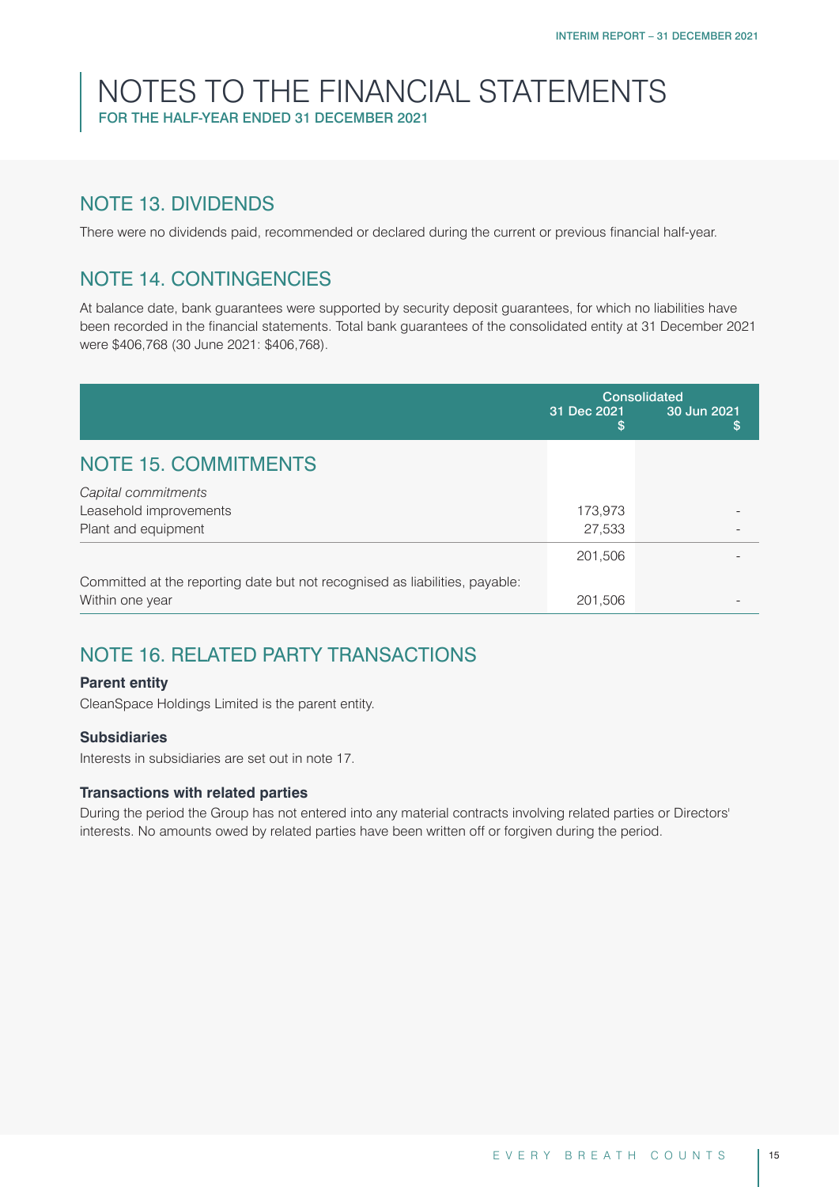# NOTES TO THE FINANCIAL STATEMENTS

FOR THE HALF-YEAR ENDED 31 DECEMBER 2021

## NOTE 13. DIVIDENDS

There were no dividends paid, recommended or declared during the current or previous financial half-year.

## NOTE 14. CONTINGENCIES

At balance date, bank guarantees were supported by security deposit guarantees, for which no liabilities have been recorded in the financial statements. Total bank guarantees of the consolidated entity at 31 December 2021 were $406,768 (30 June 2021: $406,768).

## NOTE 15. COMMITMENTS

| | Consolidated | |
|---|---|---|
| | 31 Dec 2021 $ | 30 Jun 2021 $ |
| *Capital commitments* | | |
| Leasehold improvements | 173,973 | - |
| Plant and equipment | 27,533 | - |
| | 201,506 | - |
| Committed at the reporting date but not recognised as liabilities, payable: | | |
| Within one year | 201,506 | - |

## NOTE 16. RELATED PARTY TRANSACTIONS

**Parent entity**

CleanSpace Holdings Limited is the parent entity.

**Subsidiaries**

Interests in subsidiaries are set out in note 17.

**Transactions with related parties**

During the period the Group has not entered into any material contracts involving related parties or Directors' interests. No amounts owed by related parties have been written off or forgiven during the period.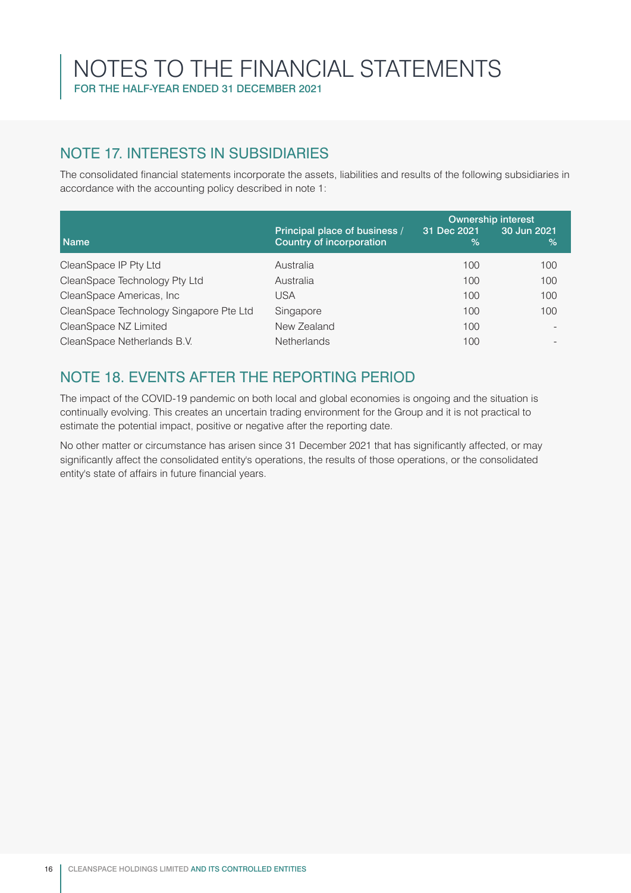# NOTES TO THE FINANCIAL STATEMENTS

FOR THE HALF-YEAR ENDED 31 DECEMBER 2021

## NOTE 17. INTERESTS IN SUBSIDIARIES

The consolidated financial statements incorporate the assets, liabilities and results of the following subsidiaries in accordance with the accounting policy described in note 1:

| Name | Principal place of business / Country of incorporation | Ownership interest 31 Dec 2021 % | Ownership interest 30 Jun 2021 % |
|---|---|---|---|
| CleanSpace IP Pty Ltd | Australia | 100 | 100 |
| CleanSpace Technology Pty Ltd | Australia | 100 | 100 |
| CleanSpace Americas, Inc | USA | 100 | 100 |
| CleanSpace Technology Singapore Pte Ltd | Singapore | 100 | 100 |
| CleanSpace NZ Limited | New Zealand | 100 | - |
| CleanSpace Netherlands B.V. | Netherlands | 100 | - |

## NOTE 18. EVENTS AFTER THE REPORTING PERIOD

The impact of the COVID-19 pandemic on both local and global economies is ongoing and the situation is continually evolving. This creates an uncertain trading environment for the Group and it is not practical to estimate the potential impact, positive or negative after the reporting date.

No other matter or circumstance has arisen since 31 December 2021 that has significantly affected, or may significantly affect the consolidated entity's operations, the results of those operations, or the consolidated entity's state of affairs in future financial years.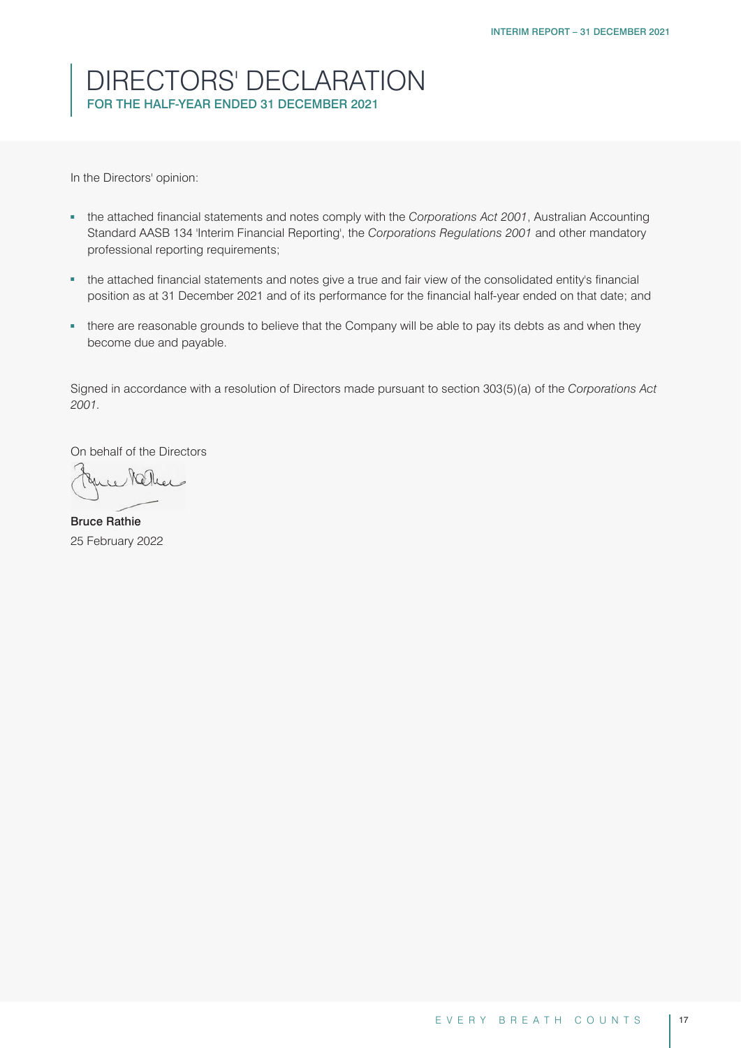# DIRECTORS' DECLARATION

## FOR THE HALF-YEAR ENDED 31 DECEMBER 2021

In the Directors' opinion:

- the attached financial statements and notes comply with the *Corporations Act 2001*, Australian Accounting Standard AASB 134 'Interim Financial Reporting', the *Corporations Regulations 2001* and other mandatory professional reporting requirements;
- the attached financial statements and notes give a true and fair view of the consolidated entity's financial position as at 31 December 2021 and of its performance for the financial half-year ended on that date; and
- there are reasonable grounds to believe that the Company will be able to pay its debts as and when they become due and payable.

Signed in accordance with a resolution of Directors made pursuant to section 303(5)(a) of the *Corporations Act 2001*.

On behalf of the Directors

**Bruce Rathie**
25 February 2022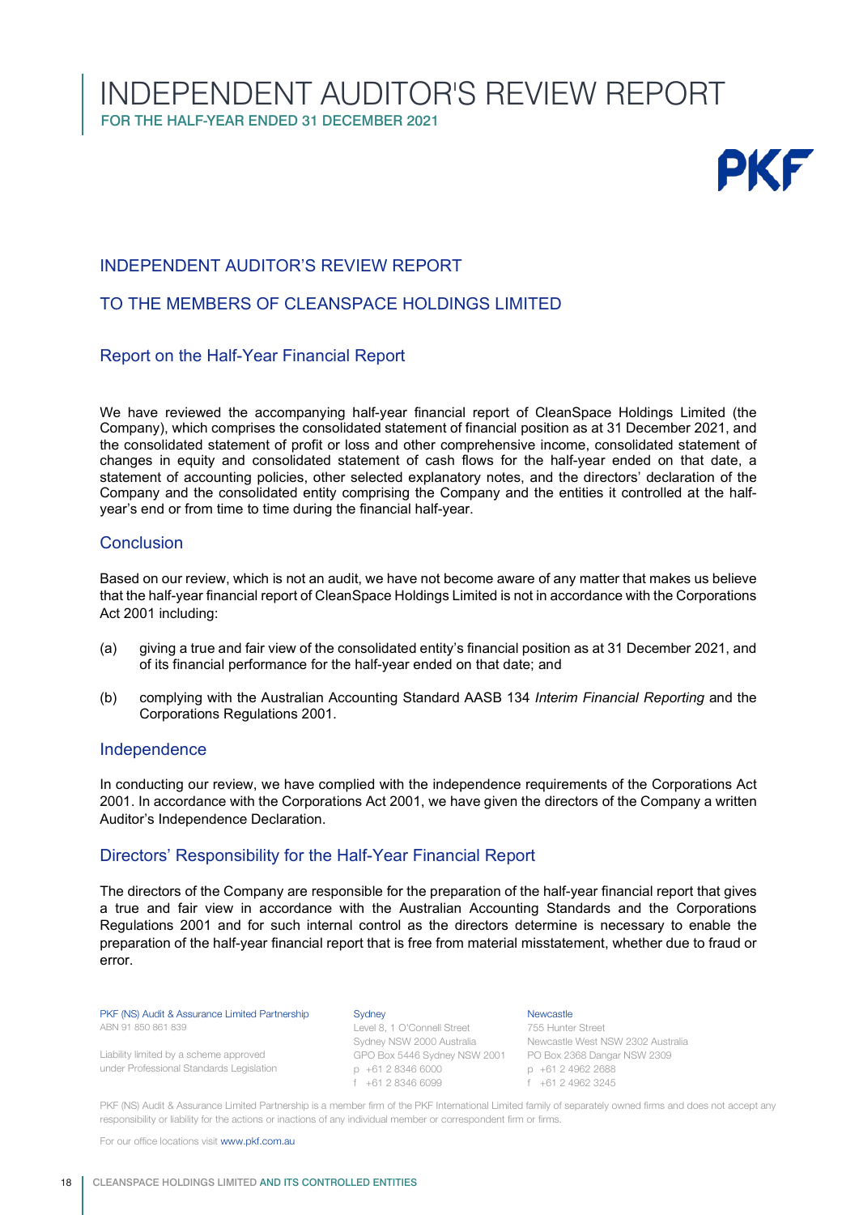# INDEPENDENT AUDITOR'S REVIEW REPORT

FOR THE HALF-YEAR ENDED 31 DECEMBER 2021

PKF

## INDEPENDENT AUDITOR'S REVIEW REPORT

## TO THE MEMBERS OF CLEANSPACE HOLDINGS LIMITED

### Report on the Half-Year Financial Report

We have reviewed the accompanying half-year financial report of CleanSpace Holdings Limited (the Company), which comprises the consolidated statement of financial position as at 31 December 2021, and the consolidated statement of profit or loss and other comprehensive income, consolidated statement of changes in equity and consolidated statement of cash flows for the half-year ended on that date, a statement of accounting policies, other selected explanatory notes, and the directors' declaration of the Company and the consolidated entity comprising the Company and the entities it controlled at the half-year's end or from time to time during the financial half-year.

### Conclusion

Based on our review, which is not an audit, we have not become aware of any matter that makes us believe that the half-year financial report of CleanSpace Holdings Limited is not in accordance with the Corporations Act 2001 including:

(a) giving a true and fair view of the consolidated entity's financial position as at 31 December 2021, and of its financial performance for the half-year ended on that date; and

(b) complying with the Australian Accounting Standard AASB 134 *Interim Financial Reporting* and the Corporations Regulations 2001.

### Independence

In conducting our review, we have complied with the independence requirements of the Corporations Act 2001. In accordance with the Corporations Act 2001, we have given the directors of the Company a written Auditor's Independence Declaration.

### Directors' Responsibility for the Half-Year Financial Report

The directors of the Company are responsible for the preparation of the half-year financial report that gives a true and fair view in accordance with the Australian Accounting Standards and the Corporations Regulations 2001 and for such internal control as the directors determine is necessary to enable the preparation of the half-year financial report that is free from material misstatement, whether due to fraud or error.

PKF (NS) Audit & Assurance Limited Partnership
ABN 91 850 861 839

Liability limited by a scheme approved under Professional Standards Legislation

Sydney
Level 8, 1 O'Connell Street
Sydney NSW 2000 Australia
GPO Box 5446 Sydney NSW 2001
p +61 2 8346 6000
f +61 2 8346 6099

Newcastle
755 Hunter Street
Newcastle West NSW 2302 Australia
PO Box 2368 Dangar NSW 2309
p +61 2 4962 2688
f +61 2 4962 3245

PKF (NS) Audit & Assurance Limited Partnership is a member firm of the PKF International Limited family of separately owned firms and does not accept any responsibility or liability for the actions or inactions of any individual member or correspondent firm or firms.

For our office locations visit www.pkf.com.au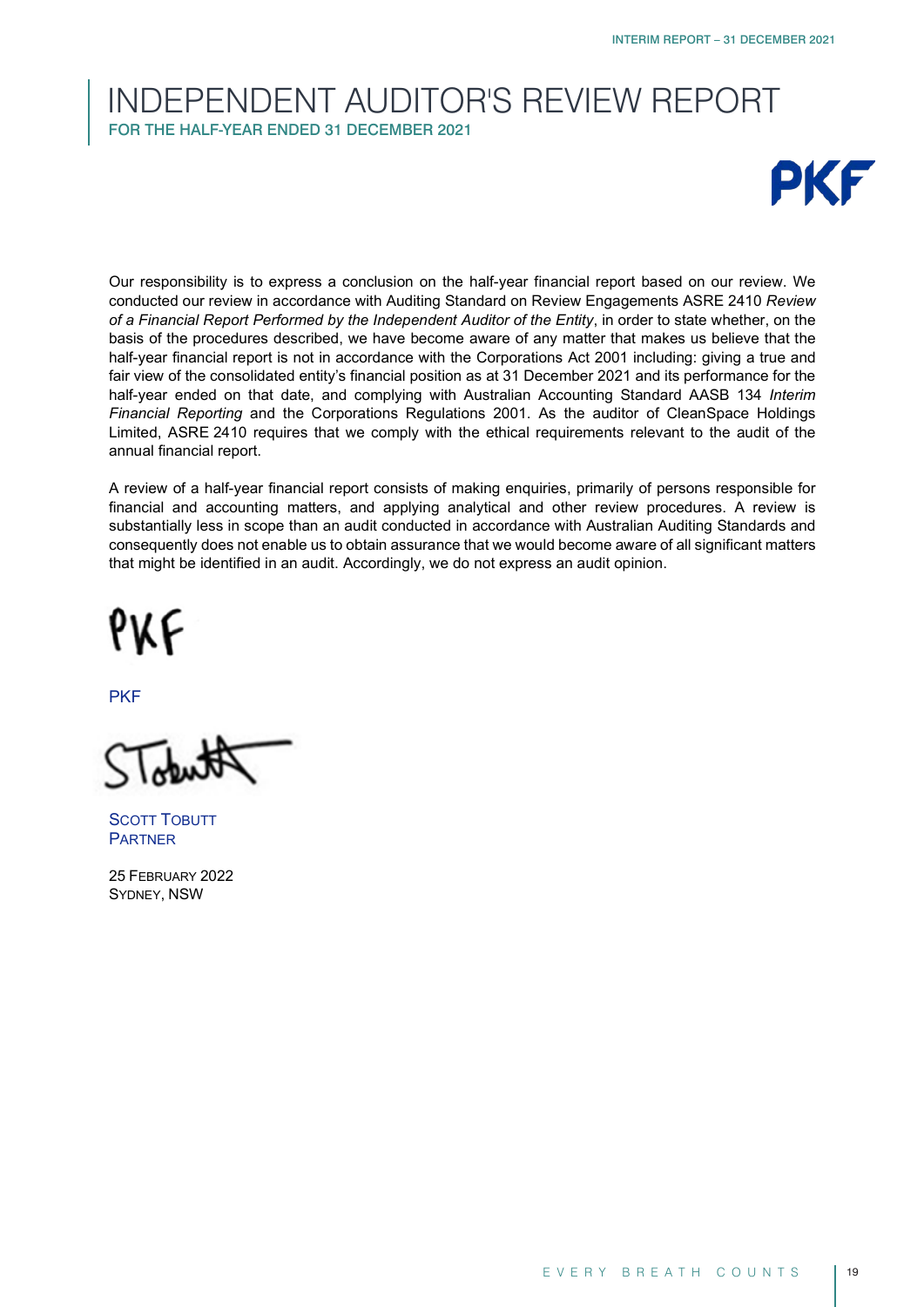# INDEPENDENT AUDITOR'S REVIEW REPORT

## FOR THE HALF-YEAR ENDED 31 DECEMBER 2021

Our responsibility is to express a conclusion on the half-year financial report based on our review. We conducted our review in accordance with Auditing Standard on Review Engagements ASRE 2410 *Review of a Financial Report Performed by the Independent Auditor of the Entity*, in order to state whether, on the basis of the procedures described, we have become aware of any matter that makes us believe that the half-year financial report is not in accordance with the Corporations Act 2001 including: giving a true and fair view of the consolidated entity's financial position as at 31 December 2021 and its performance for the half-year ended on that date, and complying with Australian Accounting Standard AASB 134 *Interim Financial Reporting* and the Corporations Regulations 2001. As the auditor of CleanSpace Holdings Limited, ASRE 2410 requires that we comply with the ethical requirements relevant to the audit of the annual financial report.

A review of a half-year financial report consists of making enquiries, primarily of persons responsible for financial and accounting matters, and applying analytical and other review procedures. A review is substantially less in scope than an audit conducted in accordance with Australian Auditing Standards and consequently does not enable us to obtain assurance that we would become aware of all significant matters that might be identified in an audit. Accordingly, we do not express an audit opinion.

PKF

SCOTT TOBUTT
PARTNER

25 FEBRUARY 2022
SYDNEY, NSW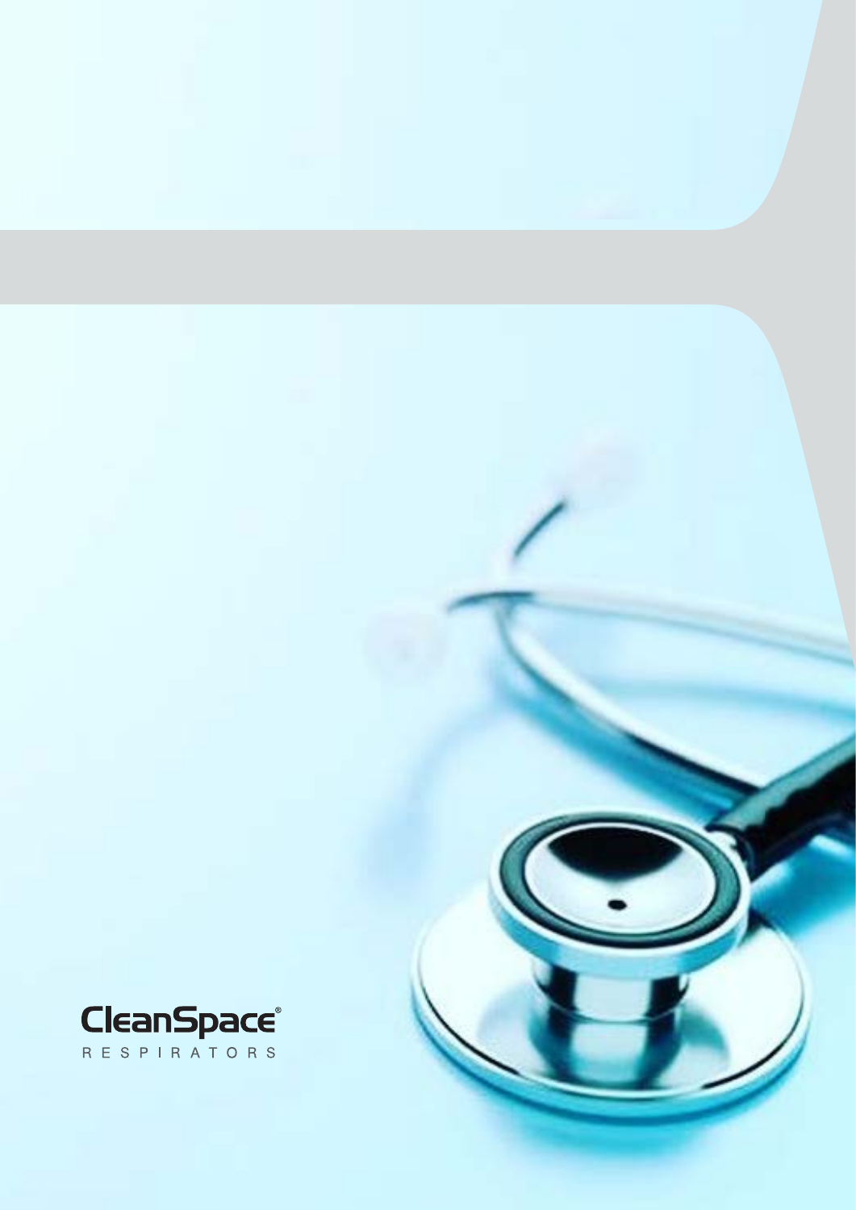CleanSpace®

RESPIRATORS